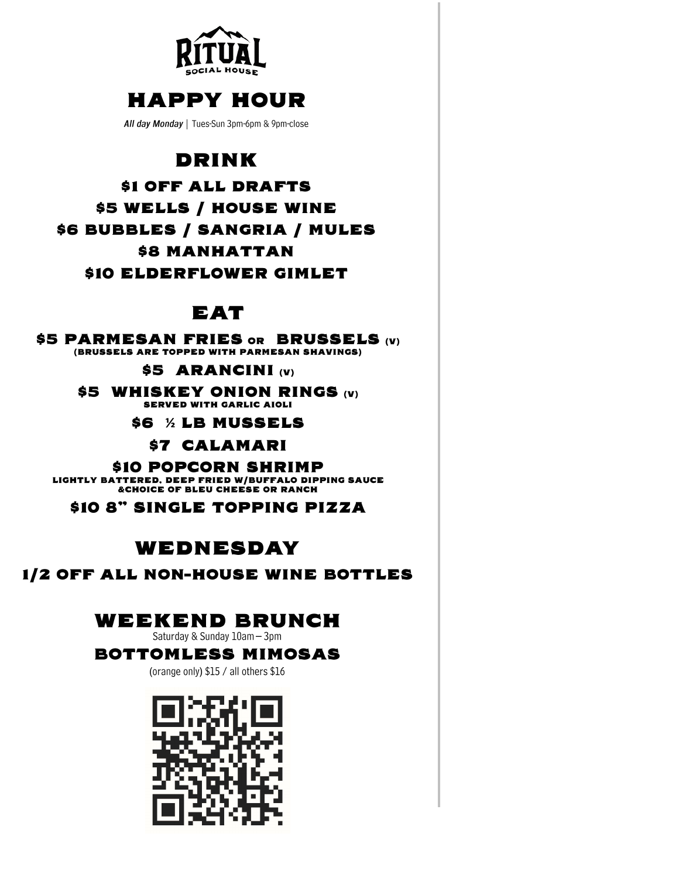RITUAL
SOCIAL HOUSE

# HAPPY HOUR

*All day Monday* | Tues-Sun 3pm-6pm & 9pm-close

## DRINK

**$1 OFF ALL DRAFTS**

**$5 WELLS / HOUSE WINE**

**$6 BUBBLES / SANGRIA / MULES**

**$8 MANHATTAN**

**$10 ELDERFLOWER GIMLET**

## EAT

**$5 PARMESAN FRIES** or **BRUSSELS** (V)
(BRUSSELS ARE TOPPED WITH PARMESAN SHAVINGS)

**$5 ARANCINI** (V)

**$5 WHISKEY ONION RINGS** (V)
SERVED WITH GARLIC AIOLI

**$6 ½ LB MUSSELS**

**$7 CALAMARI**

**$10 POPCORN SHRIMP**
LIGHTLY BATTERED, DEEP FRIED W/BUFFALO DIPPING SAUCE &CHOICE OF BLEU CHEESE OR RANCH

**$10 8" SINGLE TOPPING PIZZA**

## WEDNESDAY

**1/2 OFF ALL NON-HOUSE WINE BOTTLES**

## WEEKEND BRUNCH

Saturday & Sunday 10am – 3pm

**BOTTOMLESS MIMOSAS**

(orange only) $15 / all others $16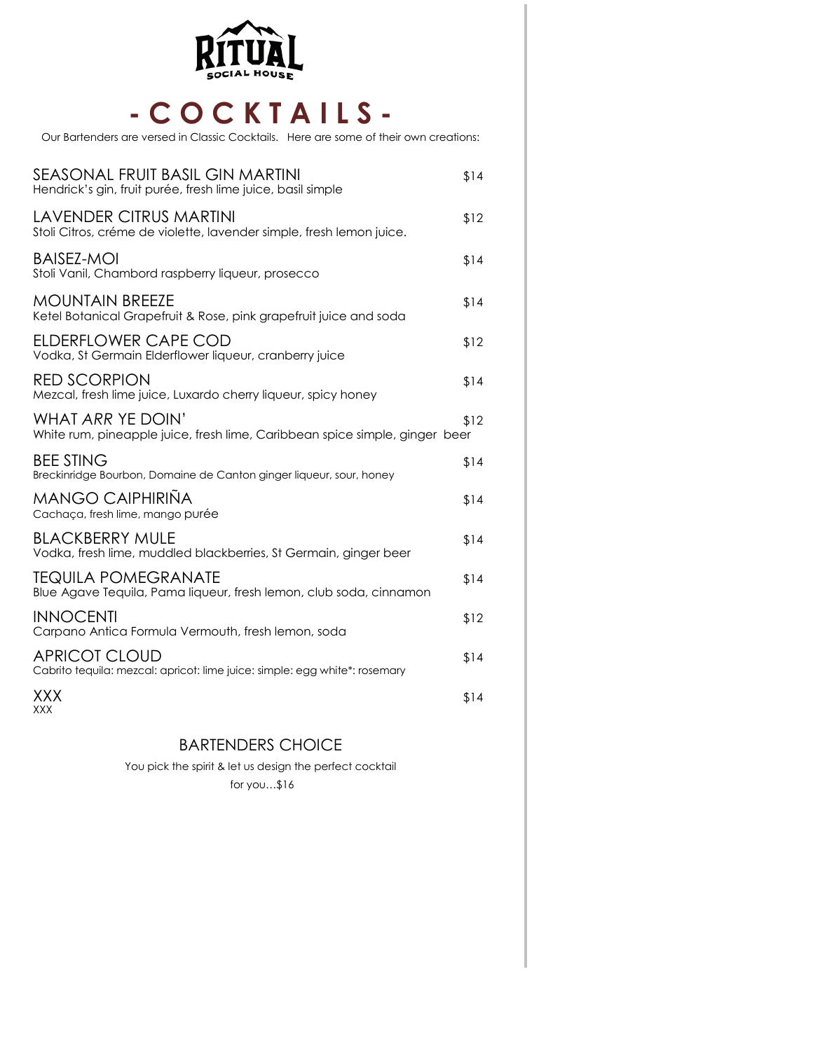RITUAL SOCIAL HOUSE

# - C O C K T A I L S -

Our Bartenders are versed in Classic Cocktails. Here are some of their own creations:

**SEASONAL FRUIT BASIL GIN MARTINI** — $14
Hendrick's gin, fruit purée, fresh lime juice, basil simple

**LAVENDER CITRUS MARTINI** — $12
Stoli Citros, créme de violette, lavender simple, fresh lemon juice.

**BAISEZ-MOI** — $14
Stoli Vanil, Chambord raspberry liqueur, prosecco

**MOUNTAIN BREEZE** — $14
Ketel Botanical Grapefruit & Rose, pink grapefruit juice and soda

**ELDERFLOWER CAPE COD** — $12
Vodka, St Germain Elderflower liqueur, cranberry juice

**RED SCORPION** — $14
Mezcal, fresh lime juice, Luxardo cherry liqueur, spicy honey

**WHAT *ARR* YE DOIN'** — $12
White rum, pineapple juice, fresh lime, Caribbean spice simple, ginger beer

**BEE STING** — $14
Breckinridge Bourbon, Domaine de Canton ginger liqueur, sour, honey

**MANGO CAIPHIRIÑA** — $14
Cachaça, fresh lime, mango purée

**BLACKBERRY MULE** — $14
Vodka, fresh lime, muddled blackberries, St Germain, ginger beer

**TEQUILA POMEGRANATE** — $14
Blue Agave Tequila, Pama liqueur, fresh lemon, club soda, cinnamon

**INNOCENTI** — $12
Carpano Antica Formula Vermouth, fresh lemon, soda

**APRICOT CLOUD** — $14
Cabrito tequila: mezcal: apricot: lime juice: simple: egg white*: rosemary

**XXX** — $14
XXX

## BARTENDERS CHOICE

You pick the spirit & let us design the perfect cocktail for you…$16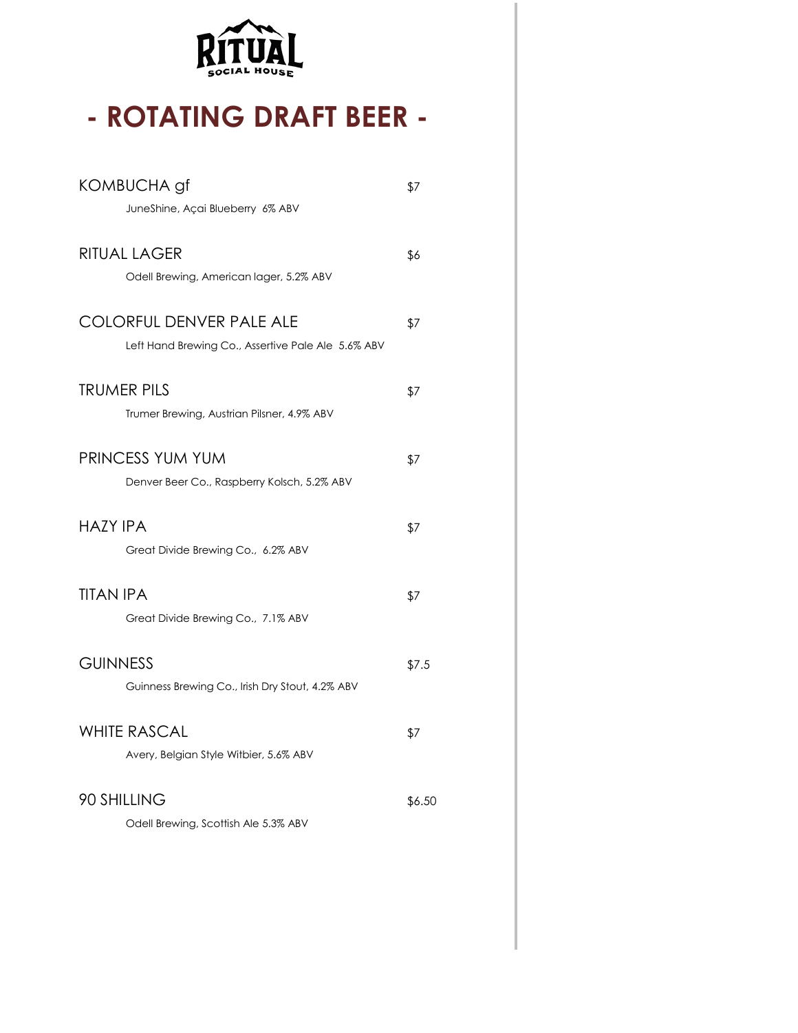RITUAL
SOCIAL HOUSE

# - ROTATING DRAFT BEER -

**KOMBUCHA gf** — $7
JuneShine, Açai Blueberry 6% ABV

**RITUAL LAGER** — $6
Odell Brewing, American lager, 5.2% ABV

**COLORFUL DENVER PALE ALE** — $7
Left Hand Brewing Co., Assertive Pale Ale 5.6% ABV

**TRUMER PILS** — $7
Trumer Brewing, Austrian Pilsner, 4.9% ABV

**PRINCESS YUM YUM** — $7
Denver Beer Co., Raspberry Kolsch, 5.2% ABV

**HAZY IPA** — $7
Great Divide Brewing Co., 6.2% ABV

**TITAN IPA** — $7
Great Divide Brewing Co., 7.1% ABV

**GUINNESS** — $7.5
Guinness Brewing Co., Irish Dry Stout, 4.2% ABV

**WHITE RASCAL** — $7
Avery, Belgian Style Witbier, 5.6% ABV

**90 SHILLING** — $6.50
Odell Brewing, Scottish Ale 5.3% ABV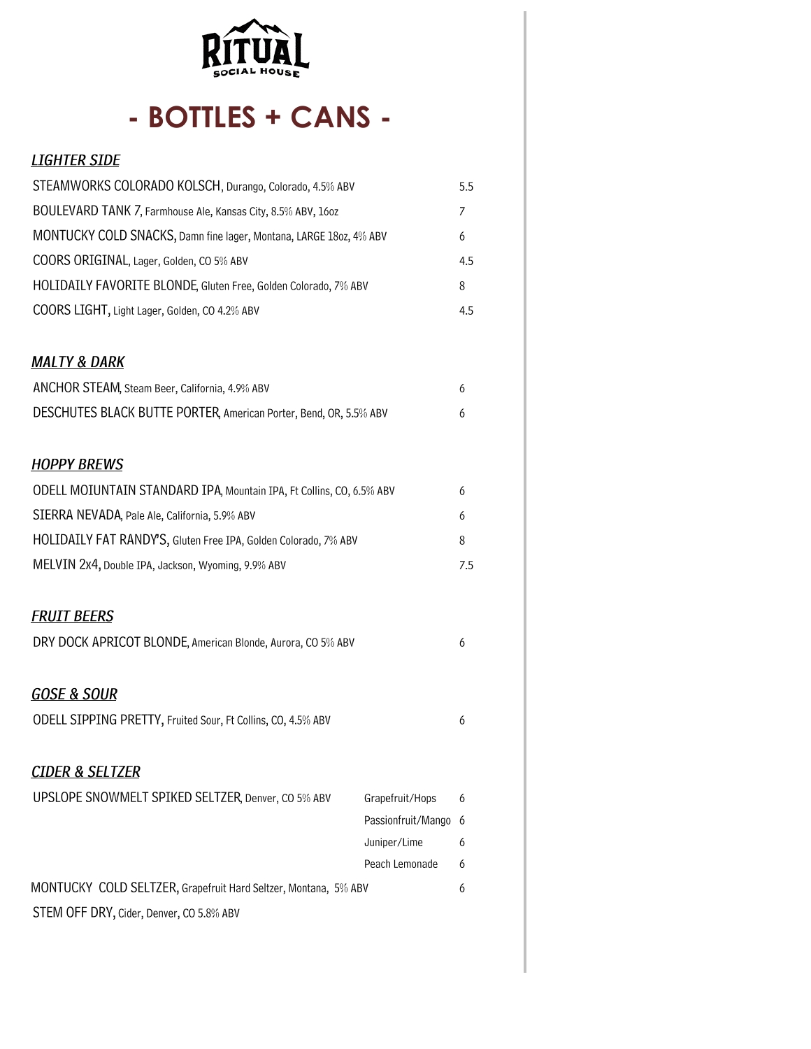# RITUAL
SOCIAL HOUSE

# - BOTTLES + CANS -

## *LIGHTER SIDE*

| Item | Price |
|---|---|
| STEAMWORKS COLORADO KOLSCH, Durango, Colorado, 4.5% ABV | 5.5 |
| BOULEVARD TANK 7, Farmhouse Ale, Kansas City, 8.5% ABV, 16oz | 7 |
| MONTUCKY COLD SNACKS, Damn fine lager, Montana, LARGE 18oz, 4% ABV | 6 |
| COORS ORIGINAL, Lager, Golden, CO 5% ABV | 4.5 |
| HOLIDAILY FAVORITE BLONDE, Gluten Free, Golden Colorado, 7% ABV | 8 |
| COORS LIGHT, Light Lager, Golden, CO 4.2% ABV | 4.5 |

## *MALTY & DARK*

| Item | Price |
|---|---|
| ANCHOR STEAM, Steam Beer, California, 4.9% ABV | 6 |
| DESCHUTES BLACK BUTTE PORTER, American Porter, Bend, OR, 5.5% ABV | 6 |

## *HOPPY BREWS*

| Item | Price |
|---|---|
| ODELL MOIUNTAIN STANDARD IPA, Mountain IPA, Ft Collins, CO, 6.5% ABV | 6 |
| SIERRA NEVADA, Pale Ale, California, 5.9% ABV | 6 |
| HOLIDAILY FAT RANDY'S, Gluten Free IPA, Golden Colorado, 7% ABV | 8 |
| MELVIN 2x4, Double IPA, Jackson, Wyoming, 9.9% ABV | 7.5 |

## *FRUIT BEERS*

| Item | Price |
|---|---|
| DRY DOCK APRICOT BLONDE, American Blonde, Aurora, CO 5% ABV | 6 |

## *GOSE & SOUR*

| Item | Price |
|---|---|
| ODELL SIPPING PRETTY, Fruited Sour, Ft Collins, CO, 4.5% ABV | 6 |

## *CIDER & SELTZER*

| Item | Flavor | Price |
|---|---|---|
| UPSLOPE SNOWMELT SPIKED SELTZER, Denver, CO 5% ABV | Grapefruit/Hops | 6 |
| | Passionfruit/Mango | 6 |
| | Juniper/Lime | 6 |
| | Peach Lemonade | 6 |
| MONTUCKY COLD SELTZER, Grapefruit Hard Seltzer, Montana, 5% ABV | | 6 |
| STEM OFF DRY, Cider, Denver, CO 5.8% ABV | | |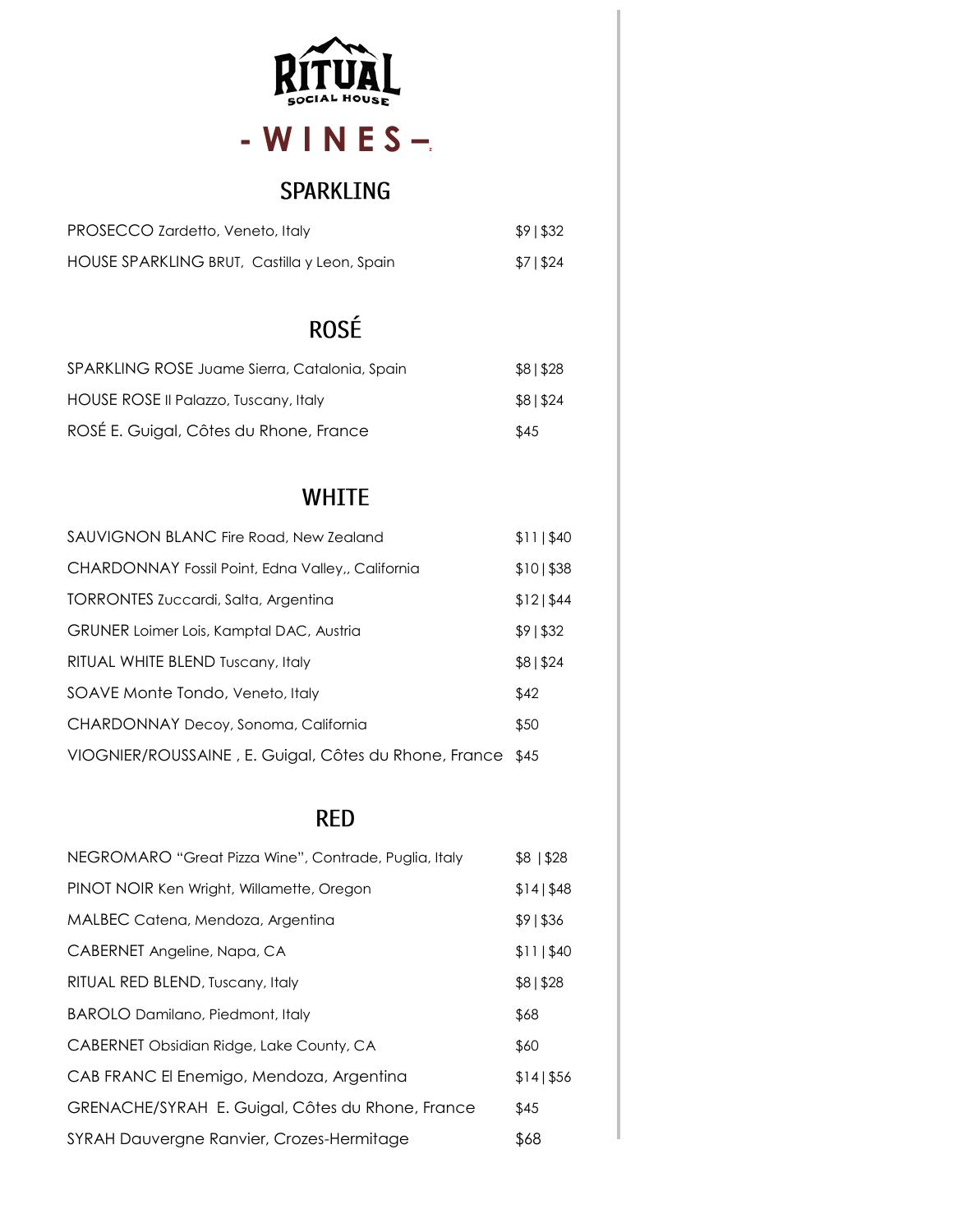# RITUAL

SOCIAL HOUSE

## - W I N E S –

### SPARKLING

| | |
|---|---|
| PROSECCO Zardetto, Veneto, Italy | $9 \| $32 |
| HOUSE SPARKLING BRUT, Castilla y Leon, Spain | $7 \| $24 |

### ROSÉ

| | |
|---|---|
| SPARKLING ROSE Juame Sierra, Catalonia, Spain | $8 \| $28 |
| HOUSE ROSE Il Palazzo, Tuscany, Italy | $8 \| $24 |
| ROSÉ E. Guigal, Côtes du Rhone, France | $45 |

### WHITE

| | |
|---|---|
| SAUVIGNON BLANC Fire Road, New Zealand | $11 \| $40 |
| CHARDONNAY Fossil Point, Edna Valley,, California | $10 \| $38 |
| TORRONTES Zuccardi, Salta, Argentina | $12 \| $44 |
| GRUNER Loimer Lois, Kamptal DAC, Austria | $9 \| $32 |
| RITUAL WHITE BLEND Tuscany, Italy | $8 \| $24 |
| SOAVE Monte Tondo, Veneto, Italy | $42 |
| CHARDONNAY Decoy, Sonoma, California | $50 |
| VIOGNIER/ROUSSAINE , E. Guigal, Côtes du Rhone, France | $45 |

### RED

| | |
|---|---|
| NEGROMARO "Great Pizza Wine", Contrade, Puglia, Italy | $8 \| $28 |
| PINOT NOIR Ken Wright, Willamette, Oregon | $14 \| $48 |
| MALBEC Catena, Mendoza, Argentina | $9 \| $36 |
| CABERNET Angeline, Napa, CA | $11 \| $40 |
| RITUAL RED BLEND, Tuscany, Italy | $8 \| $28 |
| BAROLO Damilano, Piedmont, Italy | $68 |
| CABERNET Obsidian Ridge, Lake County, CA | $60 |
| CAB FRANC El Enemigo, Mendoza, Argentina | $14 \| $56 |
| GRENACHE/SYRAH E. Guigal, Côtes du Rhone, France | $45 |
| SYRAH Dauvergne Ranvier, Crozes-Hermitage | $68 |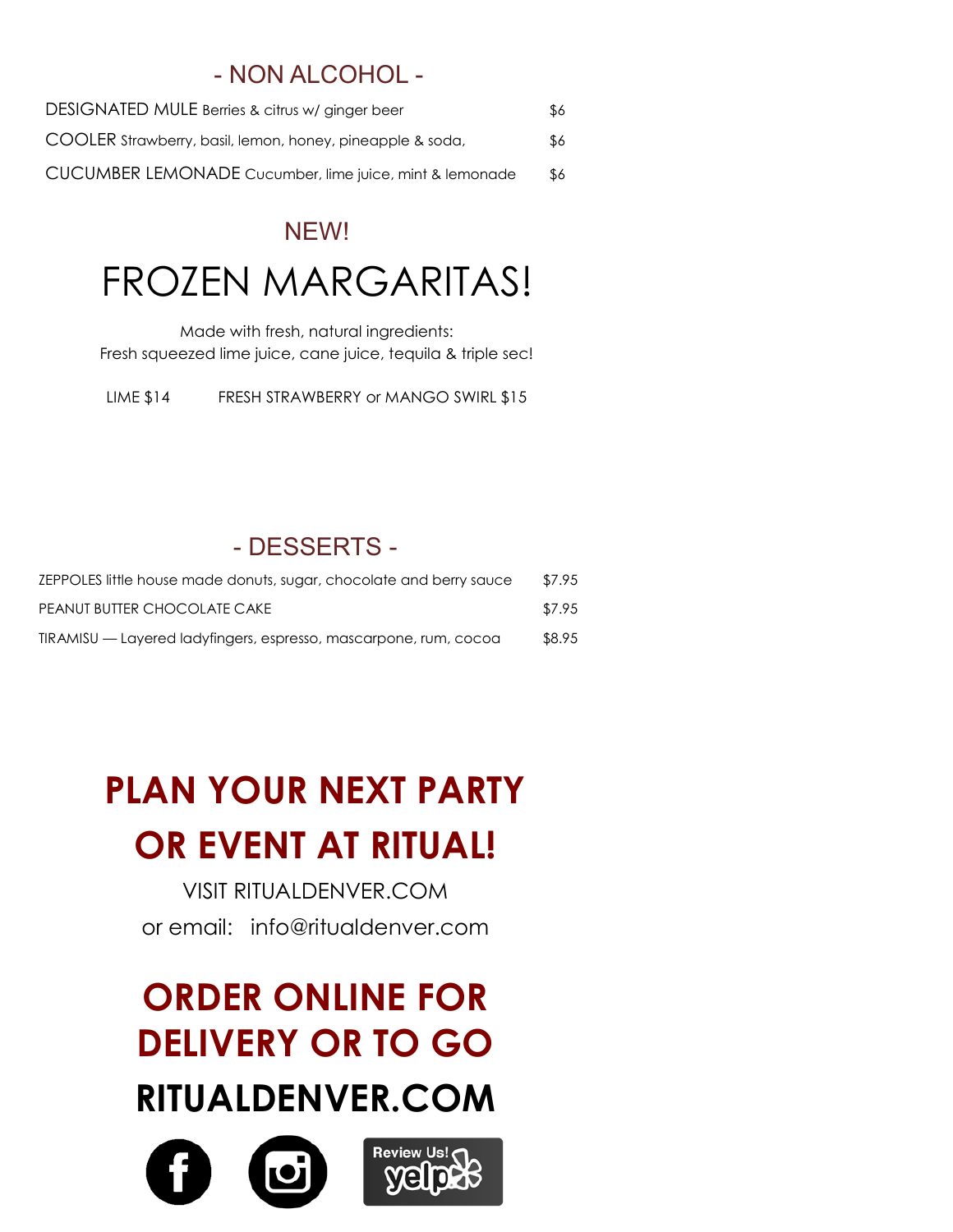## - NON ALCOHOL -

| | |
|---|---|
| DESIGNATED MULE Berries & citrus w/ ginger beer | $6 |
| COOLER Strawberry, basil, lemon, honey, pineapple & soda, | $6 |
| CUCUMBER LEMONADE Cucumber, lime juice, mint & lemonade | $6 |

### NEW!

# FROZEN MARGARITAS!

Made with fresh, natural ingredients:
Fresh squeezed lime juice, cane juice, tequila & triple sec!

LIME $14 FRESH STRAWBERRY or MANGO SWIRL $15

## - DESSERTS -

| | |
|---|---|
| ZEPPOLES little house made donuts, sugar, chocolate and berry sauce | $7.95 |
| PEANUT BUTTER CHOCOLATE CAKE | $7.95 |
| TIRAMISU — Layered ladyfingers, espresso, mascarpone, rum, cocoa | $8.95 |

# PLAN YOUR NEXT PARTY OR EVENT AT RITUAL!

VISIT RITUALDENVER.COM

or email: info@ritualdenver.com

# ORDER ONLINE FOR DELIVERY OR TO GO

# RITUALDENVER.COM

Review Us! yelp